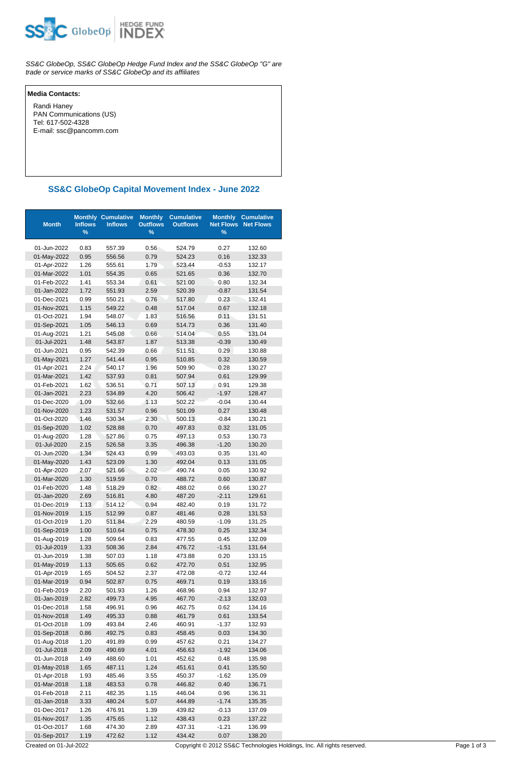SS&C GlobeOp, SS&C GlobeOp Hedge Fund Index and the SS&C GlobeOp "G" are trade or service marks of SS&C GlobeOp and its affiliates

**Media Contacts:**

Randi Haney
PAN Communications (US)
Tel: 617-502-4328
E-mail: ssc@pancomm.com

## SS&C GlobeOp Capital Movement Index - June 2022

| Month | Monthly Inflows % | Cumulative Inflows | Monthly Outflows % | Cumulative Outflows | Monthly Net Flows % | Cumulative Net Flows |
|---|---|---|---|---|---|---|
| 01-Jun-2022 | 0.83 | 557.39 | 0.56 | 524.79 | 0.27 | 132.60 |
| 01-May-2022 | 0.95 | 556.56 | 0.79 | 524.23 | 0.16 | 132.33 |
| 01-Apr-2022 | 1.26 | 555.61 | 1.79 | 523.44 | -0.53 | 132.17 |
| 01-Mar-2022 | 1.01 | 554.35 | 0.65 | 521.65 | 0.36 | 132.70 |
| 01-Feb-2022 | 1.41 | 553.34 | 0.61 | 521.00 | 0.80 | 132.34 |
| 01-Jan-2022 | 1.72 | 551.93 | 2.59 | 520.39 | -0.87 | 131.54 |
| 01-Dec-2021 | 0.99 | 550.21 | 0.76 | 517.80 | 0.23 | 132.41 |
| 01-Nov-2021 | 1.15 | 549.22 | 0.48 | 517.04 | 0.67 | 132.18 |
| 01-Oct-2021 | 1.94 | 548.07 | 1.83 | 516.56 | 0.11 | 131.51 |
| 01-Sep-2021 | 1.05 | 546.13 | 0.69 | 514.73 | 0.36 | 131.40 |
| 01-Aug-2021 | 1.21 | 545.08 | 0.66 | 514.04 | 0.55 | 131.04 |
| 01-Jul-2021 | 1.48 | 543.87 | 1.87 | 513.38 | -0.39 | 130.49 |
| 01-Jun-2021 | 0.95 | 542.39 | 0.66 | 511.51 | 0.29 | 130.88 |
| 01-May-2021 | 1.27 | 541.44 | 0.95 | 510.85 | 0.32 | 130.59 |
| 01-Apr-2021 | 2.24 | 540.17 | 1.96 | 509.90 | 0.28 | 130.27 |
| 01-Mar-2021 | 1.42 | 537.93 | 0.81 | 507.94 | 0.61 | 129.99 |
| 01-Feb-2021 | 1.62 | 536.51 | 0.71 | 507.13 | 0.91 | 129.38 |
| 01-Jan-2021 | 2.23 | 534.89 | 4.20 | 506.42 | -1.97 | 128.47 |
| 01-Dec-2020 | 1.09 | 532.66 | 1.13 | 502.22 | -0.04 | 130.44 |
| 01-Nov-2020 | 1.23 | 531.57 | 0.96 | 501.09 | 0.27 | 130.48 |
| 01-Oct-2020 | 1.46 | 530.34 | 2.30 | 500.13 | -0.84 | 130.21 |
| 01-Sep-2020 | 1.02 | 528.88 | 0.70 | 497.83 | 0.32 | 131.05 |
| 01-Aug-2020 | 1.28 | 527.86 | 0.75 | 497.13 | 0.53 | 130.73 |
| 01-Jul-2020 | 2.15 | 526.58 | 3.35 | 496.38 | -1.20 | 130.20 |
| 01-Jun-2020 | 1.34 | 524.43 | 0.99 | 493.03 | 0.35 | 131.40 |
| 01-May-2020 | 1.43 | 523.09 | 1.30 | 492.04 | 0.13 | 131.05 |
| 01-Apr-2020 | 2.07 | 521.66 | 2.02 | 490.74 | 0.05 | 130.92 |
| 01-Mar-2020 | 1.30 | 519.59 | 0.70 | 488.72 | 0.60 | 130.87 |
| 01-Feb-2020 | 1.48 | 518.29 | 0.82 | 488.02 | 0.66 | 130.27 |
| 01-Jan-2020 | 2.69 | 516.81 | 4.80 | 487.20 | -2.11 | 129.61 |
| 01-Dec-2019 | 1.13 | 514.12 | 0.94 | 482.40 | 0.19 | 131.72 |
| 01-Nov-2019 | 1.15 | 512.99 | 0.87 | 481.46 | 0.28 | 131.53 |
| 01-Oct-2019 | 1.20 | 511.84 | 2.29 | 480.59 | -1.09 | 131.25 |
| 01-Sep-2019 | 1.00 | 510.64 | 0.75 | 478.30 | 0.25 | 132.34 |
| 01-Aug-2019 | 1.28 | 509.64 | 0.83 | 477.55 | 0.45 | 132.09 |
| 01-Jul-2019 | 1.33 | 508.36 | 2.84 | 476.72 | -1.51 | 131.64 |
| 01-Jun-2019 | 1.38 | 507.03 | 1.18 | 473.88 | 0.20 | 133.15 |
| 01-May-2019 | 1.13 | 505.65 | 0.62 | 472.70 | 0.51 | 132.95 |
| 01-Apr-2019 | 1.65 | 504.52 | 2.37 | 472.08 | -0.72 | 132.44 |
| 01-Mar-2019 | 0.94 | 502.87 | 0.75 | 469.71 | 0.19 | 133.16 |
| 01-Feb-2019 | 2.20 | 501.93 | 1.26 | 468.96 | 0.94 | 132.97 |
| 01-Jan-2019 | 2.82 | 499.73 | 4.95 | 467.70 | -2.13 | 132.03 |
| 01-Dec-2018 | 1.58 | 496.91 | 0.96 | 462.75 | 0.62 | 134.16 |
| 01-Nov-2018 | 1.49 | 495.33 | 0.88 | 461.79 | 0.61 | 133.54 |
| 01-Oct-2018 | 1.09 | 493.84 | 2.46 | 460.91 | -1.37 | 132.93 |
| 01-Sep-2018 | 0.86 | 492.75 | 0.83 | 458.45 | 0.03 | 134.30 |
| 01-Aug-2018 | 1.20 | 491.89 | 0.99 | 457.62 | 0.21 | 134.27 |
| 01-Jul-2018 | 2.09 | 490.69 | 4.01 | 456.63 | -1.92 | 134.06 |
| 01-Jun-2018 | 1.49 | 488.60 | 1.01 | 452.62 | 0.48 | 135.98 |
| 01-May-2018 | 1.65 | 487.11 | 1.24 | 451.61 | 0.41 | 135.50 |
| 01-Apr-2018 | 1.93 | 485.46 | 3.55 | 450.37 | -1.62 | 135.09 |
| 01-Mar-2018 | 1.18 | 483.53 | 0.78 | 446.82 | 0.40 | 136.71 |
| 01-Feb-2018 | 2.11 | 482.35 | 1.15 | 446.04 | 0.96 | 136.31 |
| 01-Jan-2018 | 3.33 | 480.24 | 5.07 | 444.89 | -1.74 | 135.35 |
| 01-Dec-2017 | 1.26 | 476.91 | 1.39 | 439.82 | -0.13 | 137.09 |
| 01-Nov-2017 | 1.35 | 475.65 | 1.12 | 438.43 | 0.23 | 137.22 |
| 01-Oct-2017 | 1.68 | 474.30 | 2.89 | 437.31 | -1.21 | 136.99 |
| 01-Sep-2017 | 1.19 | 472.62 | 1.12 | 434.42 | 0.07 | 138.20 |

Created on 01-Jul-2022 Copyright © 2012 SS&C Technologies Holdings, Inc. All rights reserved.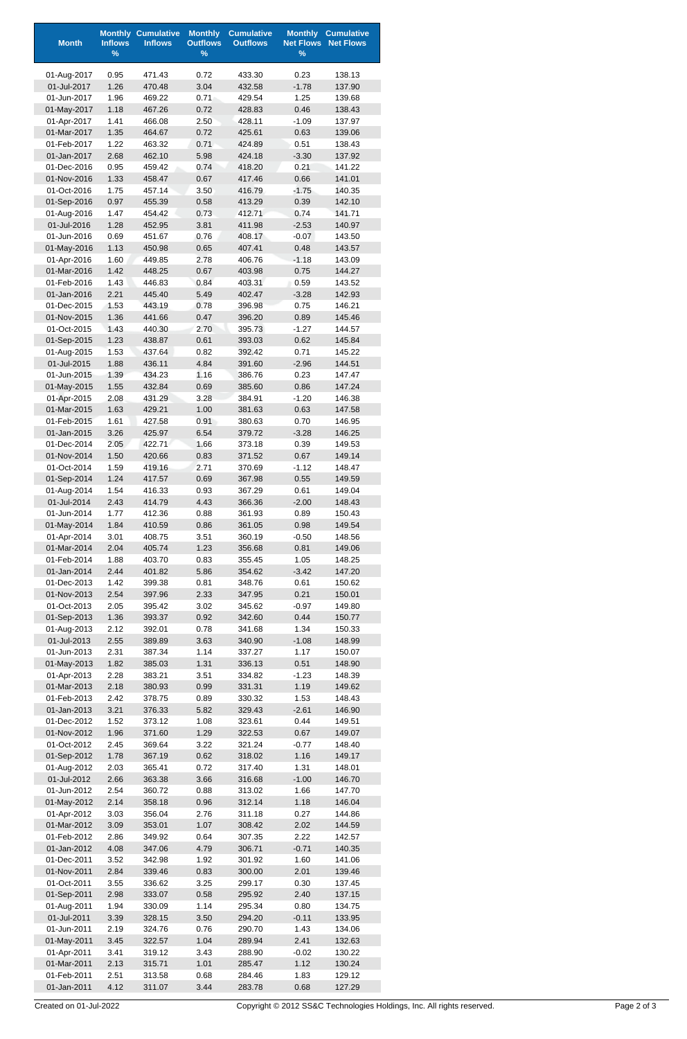| Month | Monthly Inflows % | Cumulative Inflows | Monthly Outflows % | Cumulative Outflows | Monthly Net Flows % | Cumulative Net Flows |
|---|---|---|---|---|---|---|
| 01-Aug-2017 | 0.95 | 471.43 | 0.72 | 433.30 | 0.23 | 138.13 |
| 01-Jul-2017 | 1.26 | 470.48 | 3.04 | 432.58 | -1.78 | 137.90 |
| 01-Jun-2017 | 1.96 | 469.22 | 0.71 | 429.54 | 1.25 | 139.68 |
| 01-May-2017 | 1.18 | 467.26 | 0.72 | 428.83 | 0.46 | 138.43 |
| 01-Apr-2017 | 1.41 | 466.08 | 2.50 | 428.11 | -1.09 | 137.97 |
| 01-Mar-2017 | 1.35 | 464.67 | 0.72 | 425.61 | 0.63 | 139.06 |
| 01-Feb-2017 | 1.22 | 463.32 | 0.71 | 424.89 | 0.51 | 138.43 |
| 01-Jan-2017 | 2.68 | 462.10 | 5.98 | 424.18 | -3.30 | 137.92 |
| 01-Dec-2016 | 0.95 | 459.42 | 0.74 | 418.20 | 0.21 | 141.22 |
| 01-Nov-2016 | 1.33 | 458.47 | 0.67 | 417.46 | 0.66 | 141.01 |
| 01-Oct-2016 | 1.75 | 457.14 | 3.50 | 416.79 | -1.75 | 140.35 |
| 01-Sep-2016 | 0.97 | 455.39 | 0.58 | 413.29 | 0.39 | 142.10 |
| 01-Aug-2016 | 1.47 | 454.42 | 0.73 | 412.71 | 0.74 | 141.71 |
| 01-Jul-2016 | 1.28 | 452.95 | 3.81 | 411.98 | -2.53 | 140.97 |
| 01-Jun-2016 | 0.69 | 451.67 | 0.76 | 408.17 | -0.07 | 143.50 |
| 01-May-2016 | 1.13 | 450.98 | 0.65 | 407.41 | 0.48 | 143.57 |
| 01-Apr-2016 | 1.60 | 449.85 | 2.78 | 406.76 | -1.18 | 143.09 |
| 01-Mar-2016 | 1.42 | 448.25 | 0.67 | 403.98 | 0.75 | 144.27 |
| 01-Feb-2016 | 1.43 | 446.83 | 0.84 | 403.31 | 0.59 | 143.52 |
| 01-Jan-2016 | 2.21 | 445.40 | 5.49 | 402.47 | -3.28 | 142.93 |
| 01-Dec-2015 | 1.53 | 443.19 | 0.78 | 396.98 | 0.75 | 146.21 |
| 01-Nov-2015 | 1.36 | 441.66 | 0.47 | 396.20 | 0.89 | 145.46 |
| 01-Oct-2015 | 1.43 | 440.30 | 2.70 | 395.73 | -1.27 | 144.57 |
| 01-Sep-2015 | 1.23 | 438.87 | 0.61 | 393.03 | 0.62 | 145.84 |
| 01-Aug-2015 | 1.53 | 437.64 | 0.82 | 392.42 | 0.71 | 145.22 |
| 01-Jul-2015 | 1.88 | 436.11 | 4.84 | 391.60 | -2.96 | 144.51 |
| 01-Jun-2015 | 1.39 | 434.23 | 1.16 | 386.76 | 0.23 | 147.47 |
| 01-May-2015 | 1.55 | 432.84 | 0.69 | 385.60 | 0.86 | 147.24 |
| 01-Apr-2015 | 2.08 | 431.29 | 3.28 | 384.91 | -1.20 | 146.38 |
| 01-Mar-2015 | 1.63 | 429.21 | 1.00 | 381.63 | 0.63 | 147.58 |
| 01-Feb-2015 | 1.61 | 427.58 | 0.91 | 380.63 | 0.70 | 146.95 |
| 01-Jan-2015 | 3.26 | 425.97 | 6.54 | 379.72 | -3.28 | 146.25 |
| 01-Dec-2014 | 2.05 | 422.71 | 1.66 | 373.18 | 0.39 | 149.53 |
| 01-Nov-2014 | 1.50 | 420.66 | 0.83 | 371.52 | 0.67 | 149.14 |
| 01-Oct-2014 | 1.59 | 419.16 | 2.71 | 370.69 | -1.12 | 148.47 |
| 01-Sep-2014 | 1.24 | 417.57 | 0.69 | 367.98 | 0.55 | 149.59 |
| 01-Aug-2014 | 1.54 | 416.33 | 0.93 | 367.29 | 0.61 | 149.04 |
| 01-Jul-2014 | 2.43 | 414.79 | 4.43 | 366.36 | -2.00 | 148.43 |
| 01-Jun-2014 | 1.77 | 412.36 | 0.88 | 361.93 | 0.89 | 150.43 |
| 01-May-2014 | 1.84 | 410.59 | 0.86 | 361.05 | 0.98 | 149.54 |
| 01-Apr-2014 | 3.01 | 408.75 | 3.51 | 360.19 | -0.50 | 148.56 |
| 01-Mar-2014 | 2.04 | 405.74 | 1.23 | 356.68 | 0.81 | 149.06 |
| 01-Feb-2014 | 1.88 | 403.70 | 0.83 | 355.45 | 1.05 | 148.25 |
| 01-Jan-2014 | 2.44 | 401.82 | 5.86 | 354.62 | -3.42 | 147.20 |
| 01-Dec-2013 | 1.42 | 399.38 | 0.81 | 348.76 | 0.61 | 150.62 |
| 01-Nov-2013 | 2.54 | 397.96 | 2.33 | 347.95 | 0.21 | 150.01 |
| 01-Oct-2013 | 2.05 | 395.42 | 3.02 | 345.62 | -0.97 | 149.80 |
| 01-Sep-2013 | 1.36 | 393.37 | 0.92 | 342.60 | 0.44 | 150.77 |
| 01-Aug-2013 | 2.12 | 392.01 | 0.78 | 341.68 | 1.34 | 150.33 |
| 01-Jul-2013 | 2.55 | 389.89 | 3.63 | 340.90 | -1.08 | 148.99 |
| 01-Jun-2013 | 2.31 | 387.34 | 1.14 | 337.27 | 1.17 | 150.07 |
| 01-May-2013 | 1.82 | 385.03 | 1.31 | 336.13 | 0.51 | 148.90 |
| 01-Apr-2013 | 2.28 | 383.21 | 3.51 | 334.82 | -1.23 | 148.39 |
| 01-Mar-2013 | 2.18 | 380.93 | 0.99 | 331.31 | 1.19 | 149.62 |
| 01-Feb-2013 | 2.42 | 378.75 | 0.89 | 330.32 | 1.53 | 148.43 |
| 01-Jan-2013 | 3.21 | 376.33 | 5.82 | 329.43 | -2.61 | 146.90 |
| 01-Dec-2012 | 1.52 | 373.12 | 1.08 | 323.61 | 0.44 | 149.51 |
| 01-Nov-2012 | 1.96 | 371.60 | 1.29 | 322.53 | 0.67 | 149.07 |
| 01-Oct-2012 | 2.45 | 369.64 | 3.22 | 321.24 | -0.77 | 148.40 |
| 01-Sep-2012 | 1.78 | 367.19 | 0.62 | 318.02 | 1.16 | 149.17 |
| 01-Aug-2012 | 2.03 | 365.41 | 0.72 | 317.40 | 1.31 | 148.01 |
| 01-Jul-2012 | 2.66 | 363.38 | 3.66 | 316.68 | -1.00 | 146.70 |
| 01-Jun-2012 | 2.54 | 360.72 | 0.88 | 313.02 | 1.66 | 147.70 |
| 01-May-2012 | 2.14 | 358.18 | 0.96 | 312.14 | 1.18 | 146.04 |
| 01-Apr-2012 | 3.03 | 356.04 | 2.76 | 311.18 | 0.27 | 144.86 |
| 01-Mar-2012 | 3.09 | 353.01 | 1.07 | 308.42 | 2.02 | 144.59 |
| 01-Feb-2012 | 2.86 | 349.92 | 0.64 | 307.35 | 2.22 | 142.57 |
| 01-Jan-2012 | 4.08 | 347.06 | 4.79 | 306.71 | -0.71 | 140.35 |
| 01-Dec-2011 | 3.52 | 342.98 | 1.92 | 301.92 | 1.60 | 141.06 |
| 01-Nov-2011 | 2.84 | 339.46 | 0.83 | 300.00 | 2.01 | 139.46 |
| 01-Oct-2011 | 3.55 | 336.62 | 3.25 | 299.17 | 0.30 | 137.45 |
| 01-Sep-2011 | 2.98 | 333.07 | 0.58 | 295.92 | 2.40 | 137.15 |
| 01-Aug-2011 | 1.94 | 330.09 | 1.14 | 295.34 | 0.80 | 134.75 |
| 01-Jul-2011 | 3.39 | 328.15 | 3.50 | 294.20 | -0.11 | 133.95 |
| 01-Jun-2011 | 2.19 | 324.76 | 0.76 | 290.70 | 1.43 | 134.06 |
| 01-May-2011 | 3.45 | 322.57 | 1.04 | 289.94 | 2.41 | 132.63 |
| 01-Apr-2011 | 3.41 | 319.12 | 3.43 | 288.90 | -0.02 | 130.22 |
| 01-Mar-2011 | 2.13 | 315.71 | 1.01 | 285.47 | 1.12 | 130.24 |
| 01-Feb-2011 | 2.51 | 313.58 | 0.68 | 284.46 | 1.83 | 129.12 |
| 01-Jan-2011 | 4.12 | 311.07 | 3.44 | 283.78 | 0.68 | 127.29 |

Created on 01-Jul-2022 Copyright © 2012 SS&C Technologies Holdings, Inc. All rights reserved.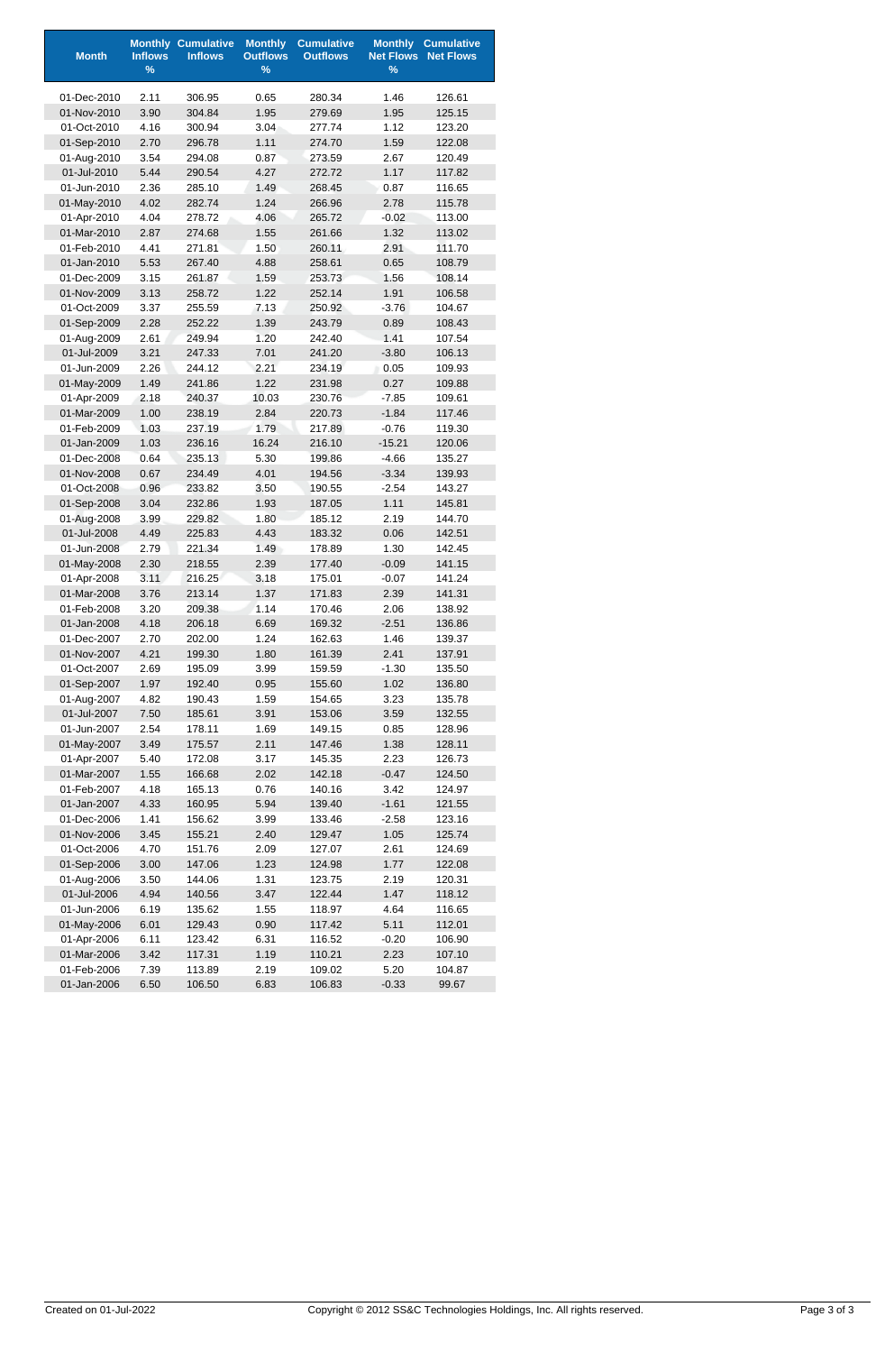| Month | Monthly Inflows % | Cumulative Inflows | Monthly Outflows % | Cumulative Outflows | Monthly Net Flows % | Cumulative Net Flows |
|---|---|---|---|---|---|---|
| 01-Dec-2010 | 2.11 | 306.95 | 0.65 | 280.34 | 1.46 | 126.61 |
| 01-Nov-2010 | 3.90 | 304.84 | 1.95 | 279.69 | 1.95 | 125.15 |
| 01-Oct-2010 | 4.16 | 300.94 | 3.04 | 277.74 | 1.12 | 123.20 |
| 01-Sep-2010 | 2.70 | 296.78 | 1.11 | 274.70 | 1.59 | 122.08 |
| 01-Aug-2010 | 3.54 | 294.08 | 0.87 | 273.59 | 2.67 | 120.49 |
| 01-Jul-2010 | 5.44 | 290.54 | 4.27 | 272.72 | 1.17 | 117.82 |
| 01-Jun-2010 | 2.36 | 285.10 | 1.49 | 268.45 | 0.87 | 116.65 |
| 01-May-2010 | 4.02 | 282.74 | 1.24 | 266.96 | 2.78 | 115.78 |
| 01-Apr-2010 | 4.04 | 278.72 | 4.06 | 265.72 | -0.02 | 113.00 |
| 01-Mar-2010 | 2.87 | 274.68 | 1.55 | 261.66 | 1.32 | 113.02 |
| 01-Feb-2010 | 4.41 | 271.81 | 1.50 | 260.11 | 2.91 | 111.70 |
| 01-Jan-2010 | 5.53 | 267.40 | 4.88 | 258.61 | 0.65 | 108.79 |
| 01-Dec-2009 | 3.15 | 261.87 | 1.59 | 253.73 | 1.56 | 108.14 |
| 01-Nov-2009 | 3.13 | 258.72 | 1.22 | 252.14 | 1.91 | 106.58 |
| 01-Oct-2009 | 3.37 | 255.59 | 7.13 | 250.92 | -3.76 | 104.67 |
| 01-Sep-2009 | 2.28 | 252.22 | 1.39 | 243.79 | 0.89 | 108.43 |
| 01-Aug-2009 | 2.61 | 249.94 | 1.20 | 242.40 | 1.41 | 107.54 |
| 01-Jul-2009 | 3.21 | 247.33 | 7.01 | 241.20 | -3.80 | 106.13 |
| 01-Jun-2009 | 2.26 | 244.12 | 2.21 | 234.19 | 0.05 | 109.93 |
| 01-May-2009 | 1.49 | 241.86 | 1.22 | 231.98 | 0.27 | 109.88 |
| 01-Apr-2009 | 2.18 | 240.37 | 10.03 | 230.76 | -7.85 | 109.61 |
| 01-Mar-2009 | 1.00 | 238.19 | 2.84 | 220.73 | -1.84 | 117.46 |
| 01-Feb-2009 | 1.03 | 237.19 | 1.79 | 217.89 | -0.76 | 119.30 |
| 01-Jan-2009 | 1.03 | 236.16 | 16.24 | 216.10 | -15.21 | 120.06 |
| 01-Dec-2008 | 0.64 | 235.13 | 5.30 | 199.86 | -4.66 | 135.27 |
| 01-Nov-2008 | 0.67 | 234.49 | 4.01 | 194.56 | -3.34 | 139.93 |
| 01-Oct-2008 | 0.96 | 233.82 | 3.50 | 190.55 | -2.54 | 143.27 |
| 01-Sep-2008 | 3.04 | 232.86 | 1.93 | 187.05 | 1.11 | 145.81 |
| 01-Aug-2008 | 3.99 | 229.82 | 1.80 | 185.12 | 2.19 | 144.70 |
| 01-Jul-2008 | 4.49 | 225.83 | 4.43 | 183.32 | 0.06 | 142.51 |
| 01-Jun-2008 | 2.79 | 221.34 | 1.49 | 178.89 | 1.30 | 142.45 |
| 01-May-2008 | 2.30 | 218.55 | 2.39 | 177.40 | -0.09 | 141.15 |
| 01-Apr-2008 | 3.11 | 216.25 | 3.18 | 175.01 | -0.07 | 141.24 |
| 01-Mar-2008 | 3.76 | 213.14 | 1.37 | 171.83 | 2.39 | 141.31 |
| 01-Feb-2008 | 3.20 | 209.38 | 1.14 | 170.46 | 2.06 | 138.92 |
| 01-Jan-2008 | 4.18 | 206.18 | 6.69 | 169.32 | -2.51 | 136.86 |
| 01-Dec-2007 | 2.70 | 202.00 | 1.24 | 162.63 | 1.46 | 139.37 |
| 01-Nov-2007 | 4.21 | 199.30 | 1.80 | 161.39 | 2.41 | 137.91 |
| 01-Oct-2007 | 2.69 | 195.09 | 3.99 | 159.59 | -1.30 | 135.50 |
| 01-Sep-2007 | 1.97 | 192.40 | 0.95 | 155.60 | 1.02 | 136.80 |
| 01-Aug-2007 | 4.82 | 190.43 | 1.59 | 154.65 | 3.23 | 135.78 |
| 01-Jul-2007 | 7.50 | 185.61 | 3.91 | 153.06 | 3.59 | 132.55 |
| 01-Jun-2007 | 2.54 | 178.11 | 1.69 | 149.15 | 0.85 | 128.96 |
| 01-May-2007 | 3.49 | 175.57 | 2.11 | 147.46 | 1.38 | 128.11 |
| 01-Apr-2007 | 5.40 | 172.08 | 3.17 | 145.35 | 2.23 | 126.73 |
| 01-Mar-2007 | 1.55 | 166.68 | 2.02 | 142.18 | -0.47 | 124.50 |
| 01-Feb-2007 | 4.18 | 165.13 | 0.76 | 140.16 | 3.42 | 124.97 |
| 01-Jan-2007 | 4.33 | 160.95 | 5.94 | 139.40 | -1.61 | 121.55 |
| 01-Dec-2006 | 1.41 | 156.62 | 3.99 | 133.46 | -2.58 | 123.16 |
| 01-Nov-2006 | 3.45 | 155.21 | 2.40 | 129.47 | 1.05 | 125.74 |
| 01-Oct-2006 | 4.70 | 151.76 | 2.09 | 127.07 | 2.61 | 124.69 |
| 01-Sep-2006 | 3.00 | 147.06 | 1.23 | 124.98 | 1.77 | 122.08 |
| 01-Aug-2006 | 3.50 | 144.06 | 1.31 | 123.75 | 2.19 | 120.31 |
| 01-Jul-2006 | 4.94 | 140.56 | 3.47 | 122.44 | 1.47 | 118.12 |
| 01-Jun-2006 | 6.19 | 135.62 | 1.55 | 118.97 | 4.64 | 116.65 |
| 01-May-2006 | 6.01 | 129.43 | 0.90 | 117.42 | 5.11 | 112.01 |
| 01-Apr-2006 | 6.11 | 123.42 | 6.31 | 116.52 | -0.20 | 106.90 |
| 01-Mar-2006 | 3.42 | 117.31 | 1.19 | 110.21 | 2.23 | 107.10 |
| 01-Feb-2006 | 7.39 | 113.89 | 2.19 | 109.02 | 5.20 | 104.87 |
| 01-Jan-2006 | 6.50 | 106.50 | 6.83 | 106.83 | -0.33 | 99.67 |

Created on 01-Jul-2022

Copyright © 2012 SS&C Technologies Holdings, Inc. All rights reserved.